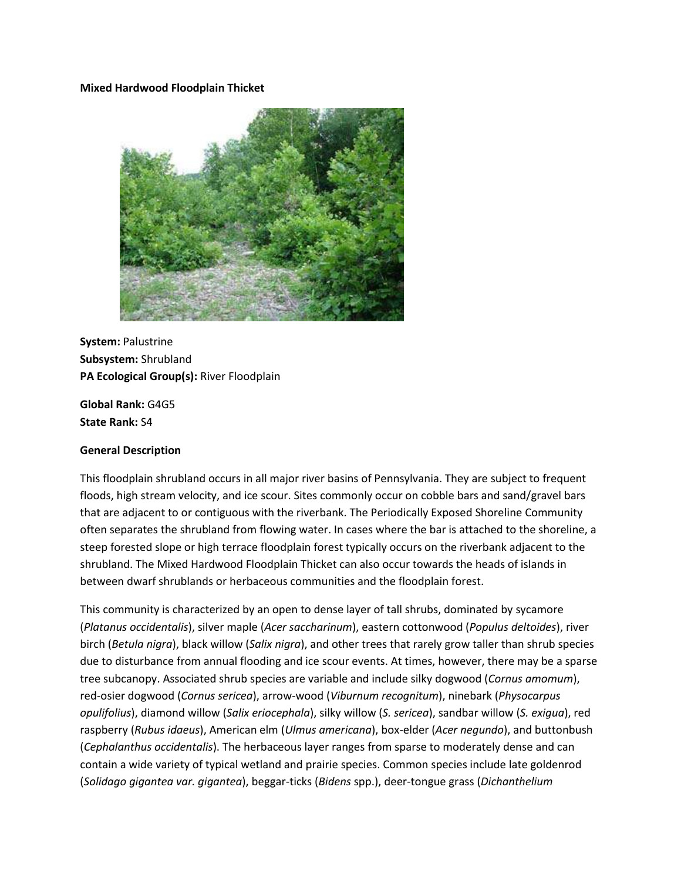**Mixed Hardwood Floodplain Thicket**

**System:** Palustrine
**Subsystem:** Shrubland
**PA Ecological Group(s):** River Floodplain

**Global Rank:** G4G5
**State Rank:** S4

**General Description**

This floodplain shrubland occurs in all major river basins of Pennsylvania. They are subject to frequent floods, high stream velocity, and ice scour. Sites commonly occur on cobble bars and sand/gravel bars that are adjacent to or contiguous with the riverbank. The Periodically Exposed Shoreline Community often separates the shrubland from flowing water. In cases where the bar is attached to the shoreline, a steep forested slope or high terrace floodplain forest typically occurs on the riverbank adjacent to the shrubland. The Mixed Hardwood Floodplain Thicket can also occur towards the heads of islands in between dwarf shrublands or herbaceous communities and the floodplain forest.

This community is characterized by an open to dense layer of tall shrubs, dominated by sycamore (*Platanus occidentalis*), silver maple (*Acer saccharinum*), eastern cottonwood (*Populus deltoides*), river birch (*Betula nigra*), black willow (*Salix nigra*), and other trees that rarely grow taller than shrub species due to disturbance from annual flooding and ice scour events. At times, however, there may be a sparse tree subcanopy. Associated shrub species are variable and include silky dogwood (*Cornus amomum*), red-osier dogwood (*Cornus sericea*), arrow-wood (*Viburnum recognitum*), ninebark (*Physocarpus opulifolius*), diamond willow (*Salix eriocephala*), silky willow (*S. sericea*), sandbar willow (*S. exigua*), red raspberry (*Rubus idaeus*), American elm (*Ulmus americana*), box-elder (*Acer negundo*), and buttonbush (*Cephalanthus occidentalis*). The herbaceous layer ranges from sparse to moderately dense and can contain a wide variety of typical wetland and prairie species. Common species include late goldenrod (*Solidago gigantea var. gigantea*), beggar-ticks (*Bidens* spp.), deer-tongue grass (*Dichanthelium*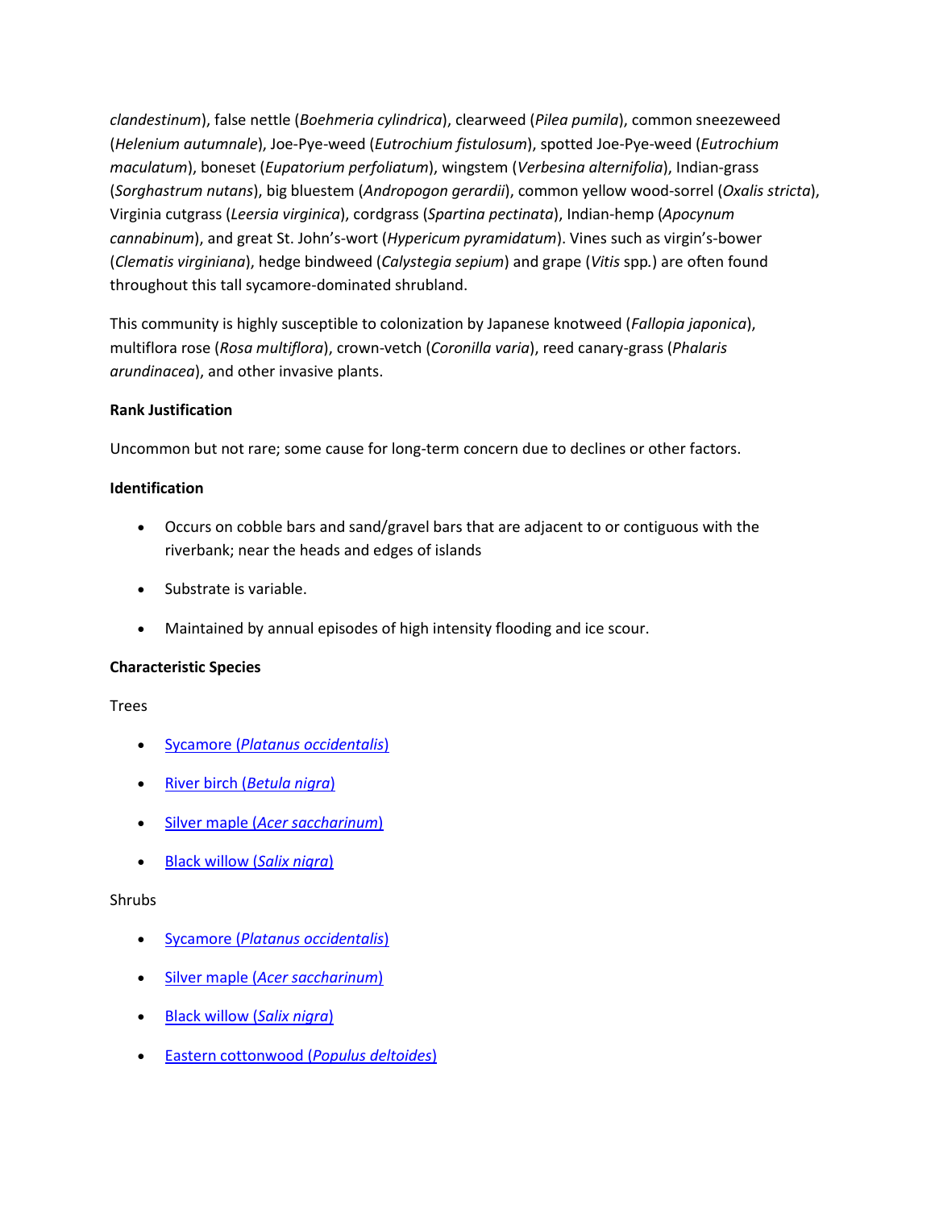*clandestinum*), false nettle (*Boehmeria cylindrica*), clearweed (*Pilea pumila*), common sneezeweed (*Helenium autumnale*), Joe-Pye-weed (*Eutrochium fistulosum*), spotted Joe-Pye-weed (*Eutrochium maculatum*), boneset (*Eupatorium perfoliatum*), wingstem (*Verbesina alternifolia*), Indian-grass (*Sorghastrum nutans*), big bluestem (*Andropogon gerardii*), common yellow wood-sorrel (*Oxalis stricta*), Virginia cutgrass (*Leersia virginica*), cordgrass (*Spartina pectinata*), Indian-hemp (*Apocynum cannabinum*), and great St. John's-wort (*Hypericum pyramidatum*). Vines such as virgin's-bower (*Clematis virginiana*), hedge bindweed (*Calystegia sepium*) and grape (*Vitis* spp.) are often found throughout this tall sycamore-dominated shrubland.

This community is highly susceptible to colonization by Japanese knotweed (*Fallopia japonica*), multiflora rose (*Rosa multiflora*), crown-vetch (*Coronilla varia*), reed canary-grass (*Phalaris arundinacea*), and other invasive plants.

**Rank Justification**

Uncommon but not rare; some cause for long-term concern due to declines or other factors.

**Identification**

- Occurs on cobble bars and sand/gravel bars that are adjacent to or contiguous with the riverbank; near the heads and edges of islands
- Substrate is variable.
- Maintained by annual episodes of high intensity flooding and ice scour.

**Characteristic Species**

Trees

- Sycamore (*Platanus occidentalis*)
- River birch (*Betula nigra*)
- Silver maple (*Acer saccharinum*)
- Black willow (*Salix nigra*)

Shrubs

- Sycamore (*Platanus occidentalis*)
- Silver maple (*Acer saccharinum*)
- Black willow (*Salix nigra*)
- Eastern cottonwood (*Populus deltoides*)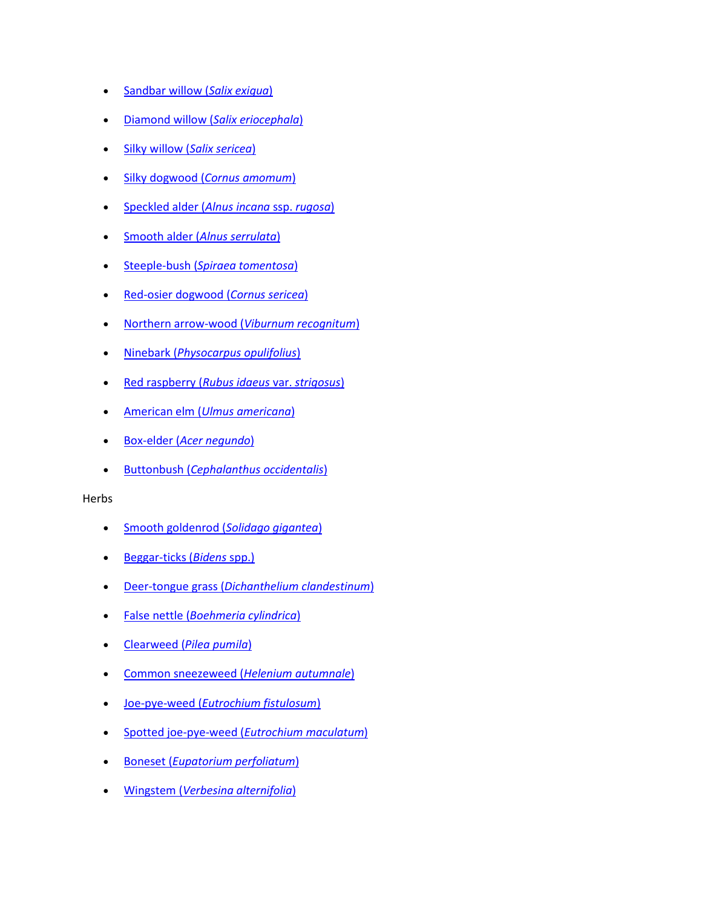- Sandbar willow (*Salix exigua*)
- Diamond willow (*Salix eriocephala*)
- Silky willow (*Salix sericea*)
- Silky dogwood (*Cornus amomum*)
- Speckled alder (*Alnus incana* ssp. *rugosa*)
- Smooth alder (*Alnus serrulata*)
- Steeple-bush (*Spiraea tomentosa*)
- Red-osier dogwood (*Cornus sericea*)
- Northern arrow-wood (*Viburnum recognitum*)
- Ninebark (*Physocarpus opulifolius*)
- Red raspberry (*Rubus idaeus* var. *strigosus*)
- American elm (*Ulmus americana*)
- Box-elder (*Acer negundo*)
- Buttonbush (*Cephalanthus occidentalis*)

Herbs

- Smooth goldenrod (*Solidago gigantea*)
- Beggar-ticks (*Bidens* spp.)
- Deer-tongue grass (*Dichanthelium clandestinum*)
- False nettle (*Boehmeria cylindrica*)
- Clearweed (*Pilea pumila*)
- Common sneezeweed (*Helenium autumnale*)
- Joe-pye-weed (*Eutrochium fistulosum*)
- Spotted joe-pye-weed (*Eutrochium maculatum*)
- Boneset (*Eupatorium perfoliatum*)
- Wingstem (*Verbesina alternifolia*)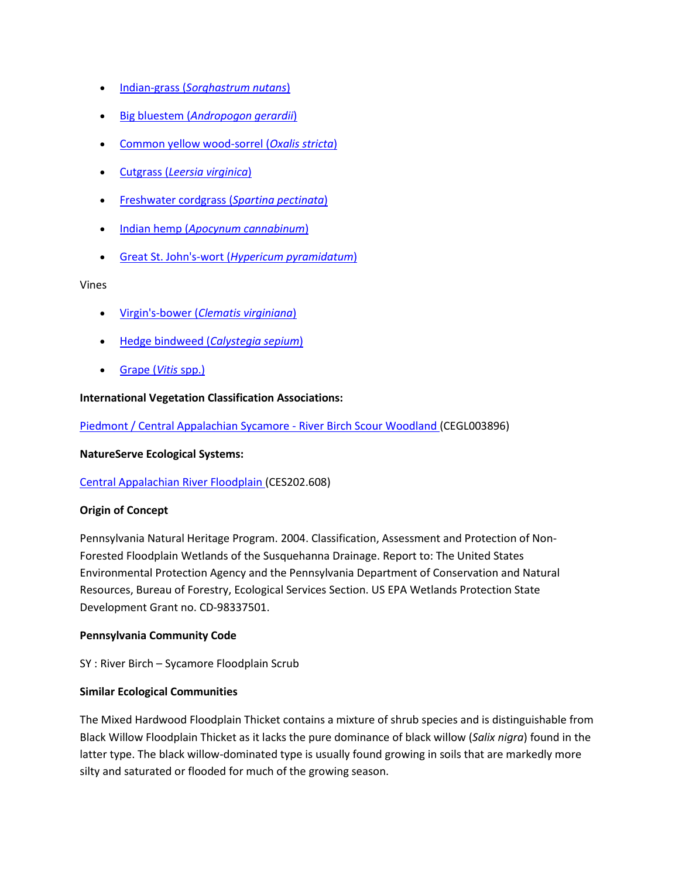- [Indian-grass (*Sorghastrum nutans*)]()
- [Big bluestem (*Andropogon gerardii*)]()
- [Common yellow wood-sorrel (*Oxalis stricta*)]()
- [Cutgrass (*Leersia virginica*)]()
- [Freshwater cordgrass (*Spartina pectinata*)]()
- [Indian hemp (*Apocynum cannabinum*)]()
- [Great St. John's-wort (*Hypericum pyramidatum*)]()

Vines

- [Virgin's-bower (*Clematis virginiana*)]()
- [Hedge bindweed (*Calystegia sepium*)]()
- [Grape (*Vitis* spp.)]()

**International Vegetation Classification Associations:**

[Piedmont / Central Appalachian Sycamore - River Birch Scour Woodland]() (CEGL003896)

**NatureServe Ecological Systems:**

[Central Appalachian River Floodplain]() (CES202.608)

**Origin of Concept**

Pennsylvania Natural Heritage Program. 2004. Classification, Assessment and Protection of Non-Forested Floodplain Wetlands of the Susquehanna Drainage. Report to: The United States Environmental Protection Agency and the Pennsylvania Department of Conservation and Natural Resources, Bureau of Forestry, Ecological Services Section. US EPA Wetlands Protection State Development Grant no. CD-98337501.

**Pennsylvania Community Code**

SY : River Birch – Sycamore Floodplain Scrub

**Similar Ecological Communities**

The Mixed Hardwood Floodplain Thicket contains a mixture of shrub species and is distinguishable from Black Willow Floodplain Thicket as it lacks the pure dominance of black willow (*Salix nigra*) found in the latter type. The black willow-dominated type is usually found growing in soils that are markedly more silty and saturated or flooded for much of the growing season.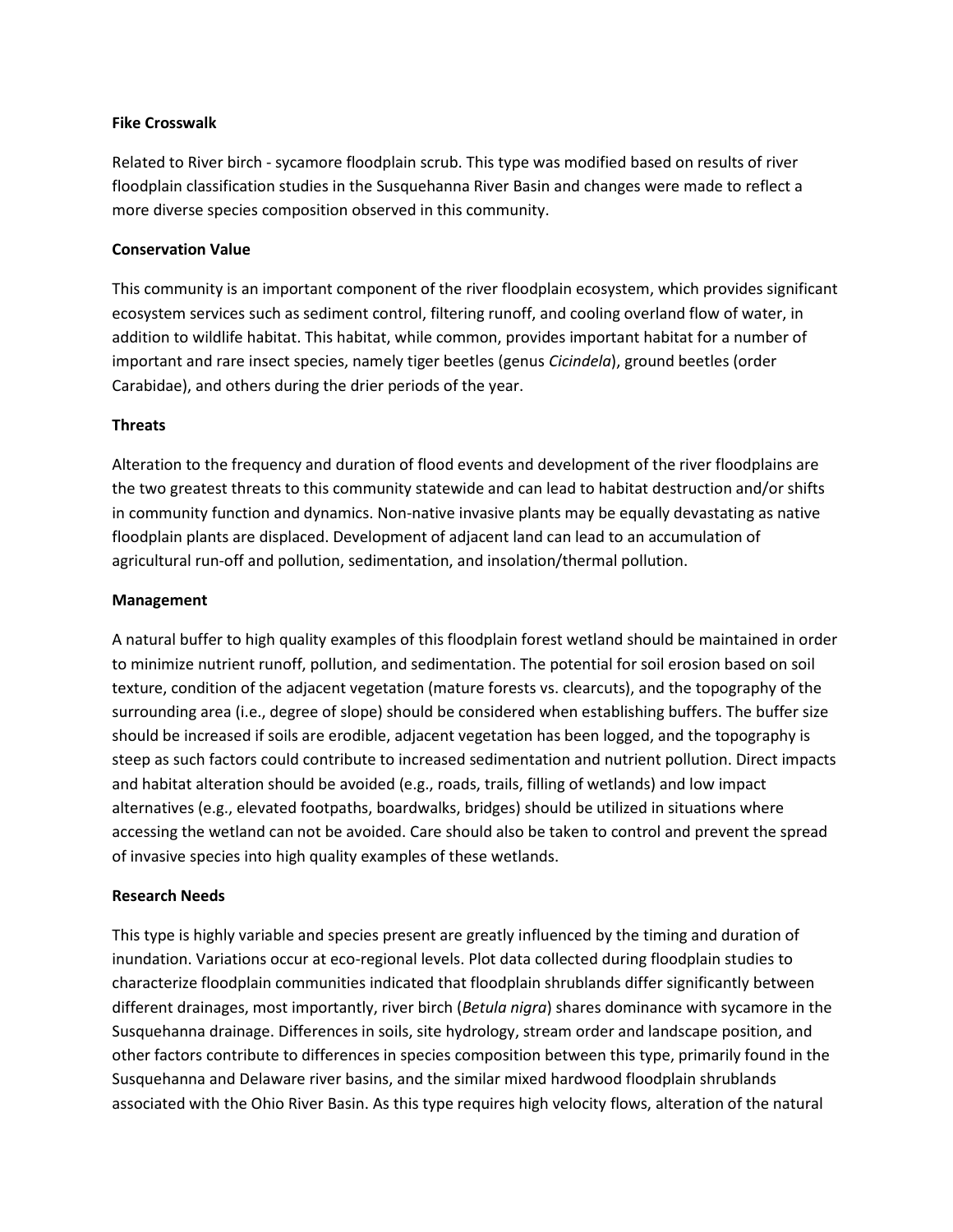**Fike Crosswalk**

Related to River birch - sycamore floodplain scrub. This type was modified based on results of river floodplain classification studies in the Susquehanna River Basin and changes were made to reflect a more diverse species composition observed in this community.

**Conservation Value**

This community is an important component of the river floodplain ecosystem, which provides significant ecosystem services such as sediment control, filtering runoff, and cooling overland flow of water, in addition to wildlife habitat. This habitat, while common, provides important habitat for a number of important and rare insect species, namely tiger beetles (genus *Cicindela*), ground beetles (order Carabidae), and others during the drier periods of the year.

**Threats**

Alteration to the frequency and duration of flood events and development of the river floodplains are the two greatest threats to this community statewide and can lead to habitat destruction and/or shifts in community function and dynamics. Non-native invasive plants may be equally devastating as native floodplain plants are displaced. Development of adjacent land can lead to an accumulation of agricultural run-off and pollution, sedimentation, and insolation/thermal pollution.

**Management**

A natural buffer to high quality examples of this floodplain forest wetland should be maintained in order to minimize nutrient runoff, pollution, and sedimentation. The potential for soil erosion based on soil texture, condition of the adjacent vegetation (mature forests vs. clearcuts), and the topography of the surrounding area (i.e., degree of slope) should be considered when establishing buffers. The buffer size should be increased if soils are erodible, adjacent vegetation has been logged, and the topography is steep as such factors could contribute to increased sedimentation and nutrient pollution. Direct impacts and habitat alteration should be avoided (e.g., roads, trails, filling of wetlands) and low impact alternatives (e.g., elevated footpaths, boardwalks, bridges) should be utilized in situations where accessing the wetland can not be avoided. Care should also be taken to control and prevent the spread of invasive species into high quality examples of these wetlands.

**Research Needs**

This type is highly variable and species present are greatly influenced by the timing and duration of inundation. Variations occur at eco-regional levels. Plot data collected during floodplain studies to characterize floodplain communities indicated that floodplain shrublands differ significantly between different drainages, most importantly, river birch (*Betula nigra*) shares dominance with sycamore in the Susquehanna drainage. Differences in soils, site hydrology, stream order and landscape position, and other factors contribute to differences in species composition between this type, primarily found in the Susquehanna and Delaware river basins, and the similar mixed hardwood floodplain shrublands associated with the Ohio River Basin. As this type requires high velocity flows, alteration of the natural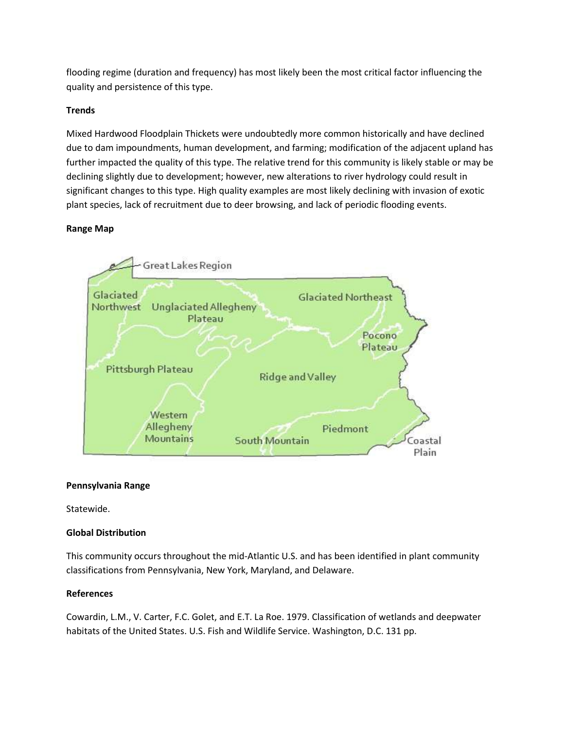flooding regime (duration and frequency) has most likely been the most critical factor influencing the quality and persistence of this type.

**Trends**

Mixed Hardwood Floodplain Thickets were undoubtedly more common historically and have declined due to dam impoundments, human development, and farming; modification of the adjacent upland has further impacted the quality of this type. The relative trend for this community is likely stable or may be declining slightly due to development; however, new alterations to river hydrology could result in significant changes to this type. High quality examples are most likely declining with invasion of exotic plant species, lack of recruitment due to deer browsing, and lack of periodic flooding events.

**Range Map**

Great Lakes Region
Glaciated Northwest
Unglaciated Allegheny Plateau
Glaciated Northeast
Pocono Plateau
Pittsburgh Plateau
Ridge and Valley
Western Allegheny Mountains
South Mountain
Piedmont
Coastal Plain

**Pennsylvania Range**

Statewide.

**Global Distribution**

This community occurs throughout the mid-Atlantic U.S. and has been identified in plant community classifications from Pennsylvania, New York, Maryland, and Delaware.

**References**

Cowardin, L.M., V. Carter, F.C. Golet, and E.T. La Roe. 1979. Classification of wetlands and deepwater habitats of the United States. U.S. Fish and Wildlife Service. Washington, D.C. 131 pp.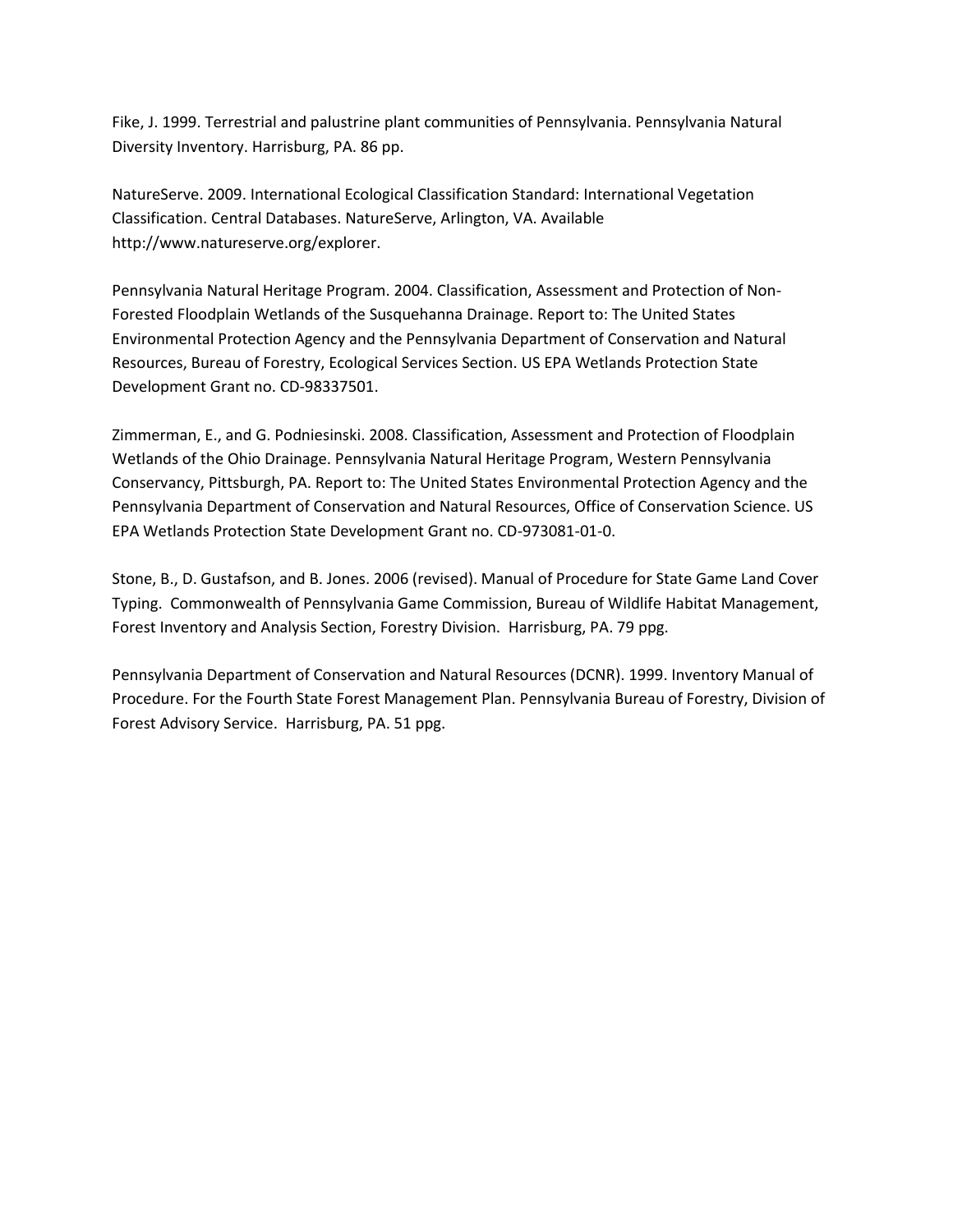Fike, J. 1999. Terrestrial and palustrine plant communities of Pennsylvania. Pennsylvania Natural Diversity Inventory. Harrisburg, PA. 86 pp.

NatureServe. 2009. International Ecological Classification Standard: International Vegetation Classification. Central Databases. NatureServe, Arlington, VA. Available http://www.natureserve.org/explorer.

Pennsylvania Natural Heritage Program. 2004. Classification, Assessment and Protection of Non-Forested Floodplain Wetlands of the Susquehanna Drainage. Report to: The United States Environmental Protection Agency and the Pennsylvania Department of Conservation and Natural Resources, Bureau of Forestry, Ecological Services Section. US EPA Wetlands Protection State Development Grant no. CD-98337501.

Zimmerman, E., and G. Podniesinski. 2008. Classification, Assessment and Protection of Floodplain Wetlands of the Ohio Drainage. Pennsylvania Natural Heritage Program, Western Pennsylvania Conservancy, Pittsburgh, PA. Report to: The United States Environmental Protection Agency and the Pennsylvania Department of Conservation and Natural Resources, Office of Conservation Science. US EPA Wetlands Protection State Development Grant no. CD-973081-01-0.

Stone, B., D. Gustafson, and B. Jones. 2006 (revised). Manual of Procedure for State Game Land Cover Typing. Commonwealth of Pennsylvania Game Commission, Bureau of Wildlife Habitat Management, Forest Inventory and Analysis Section, Forestry Division. Harrisburg, PA. 79 ppg.

Pennsylvania Department of Conservation and Natural Resources (DCNR). 1999. Inventory Manual of Procedure. For the Fourth State Forest Management Plan. Pennsylvania Bureau of Forestry, Division of Forest Advisory Service. Harrisburg, PA. 51 ppg.